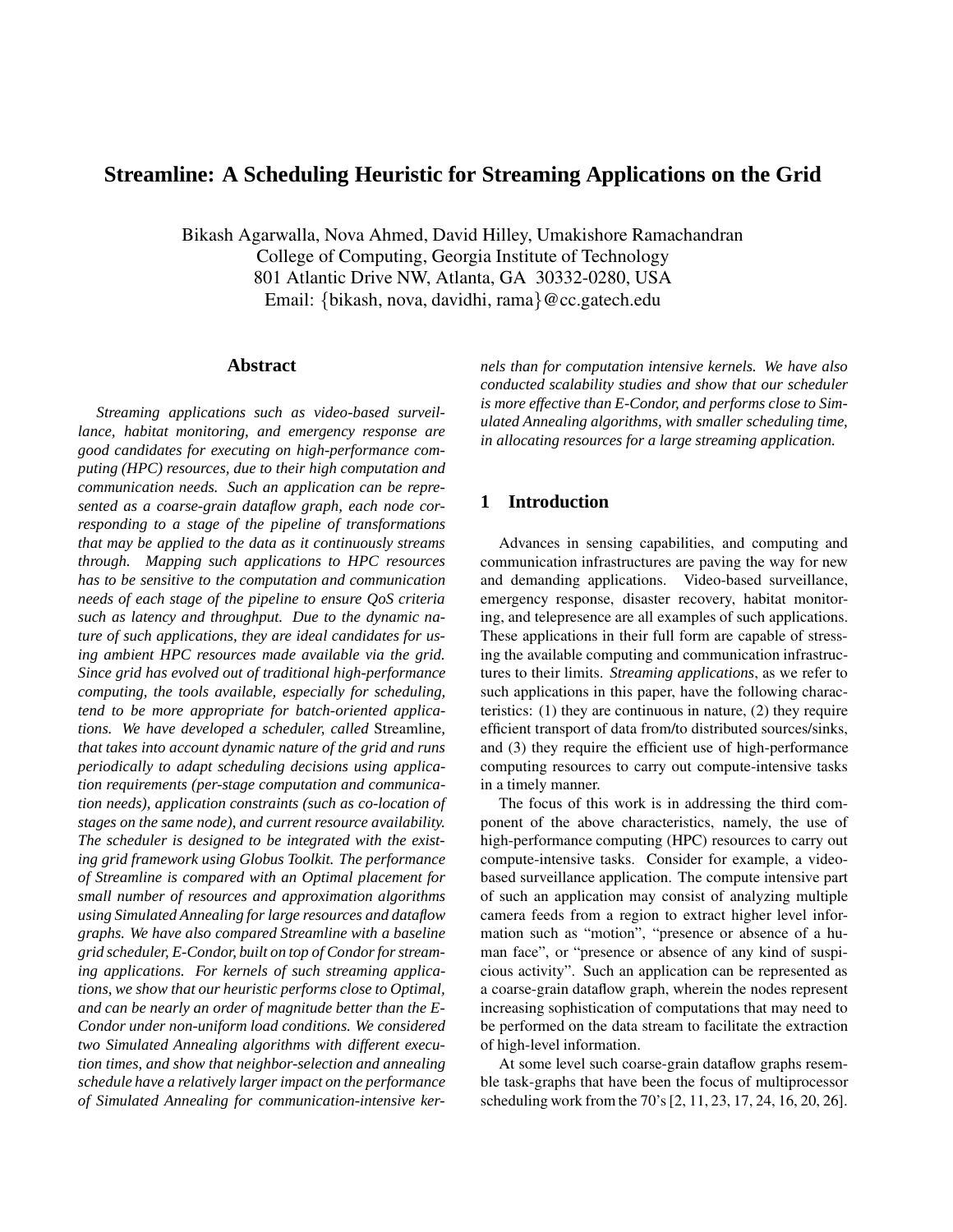# Streamline: A Scheduling Heuristic for Streaming Applications on the Grid

Bikash Agarwalla, Nova Ahmed, David Hilley, Umakishore Ramachandran
College of Computing, Georgia Institute of Technology
801 Atlantic Drive NW, Atlanta, GA 30332-0280, USA
Email: {bikash, nova, davidhi, rama}@cc.gatech.edu

## Abstract

*Streaming applications such as video-based surveillance, habitat monitoring, and emergency response are good candidates for executing on high-performance computing (HPC) resources, due to their high computation and communication needs. Such an application can be represented as a coarse-grain dataflow graph, each node corresponding to a stage of the pipeline of transformations that may be applied to the data as it continuously streams through. Mapping such applications to HPC resources has to be sensitive to the computation and communication needs of each stage of the pipeline to ensure QoS criteria such as latency and throughput. Due to the dynamic nature of such applications, they are ideal candidates for using ambient HPC resources made available via the grid. Since grid has evolved out of traditional high-performance computing, the tools available, especially for scheduling, tend to be more appropriate for batch-oriented applications. We have developed a scheduler, called* Streamline*, that takes into account dynamic nature of the grid and runs periodically to adapt scheduling decisions using application requirements (per-stage computation and communication needs), application constraints (such as co-location of stages on the same node), and current resource availability. The scheduler is designed to be integrated with the existing grid framework using Globus Toolkit. The performance of Streamline is compared with an Optimal placement for small number of resources and approximation algorithms using Simulated Annealing for large resources and dataflow graphs. We have also compared Streamline with a baseline grid scheduler, E-Condor, built on top of Condor for streaming applications. For kernels of such streaming applications, we show that our heuristic performs close to Optimal, and can be nearly an order of magnitude better than the E-Condor under non-uniform load conditions. We considered two Simulated Annealing algorithms with different execution times, and show that neighbor-selection and annealing schedule have a relatively larger impact on the performance of Simulated Annealing for communication-intensive kernels than for computation intensive kernels. We have also conducted scalability studies and show that our scheduler is more effective than E-Condor, and performs close to Simulated Annealing algorithms, with smaller scheduling time, in allocating resources for a large streaming application.*

## 1 Introduction

Advances in sensing capabilities, and computing and communication infrastructures are paving the way for new and demanding applications. Video-based surveillance, emergency response, disaster recovery, habitat monitoring, and telepresence are all examples of such applications. These applications in their full form are capable of stressing the available computing and communication infrastructures to their limits. *Streaming applications*, as we refer to such applications in this paper, have the following characteristics: (1) they are continuous in nature, (2) they require efficient transport of data from/to distributed sources/sinks, and (3) they require the efficient use of high-performance computing resources to carry out compute-intensive tasks in a timely manner.

The focus of this work is in addressing the third component of the above characteristics, namely, the use of high-performance computing (HPC) resources to carry out compute-intensive tasks. Consider for example, a video-based surveillance application. The compute intensive part of such an application may consist of analyzing multiple camera feeds from a region to extract higher level information such as "motion", "presence or absence of a human face", or "presence or absence of any kind of suspicious activity". Such an application can be represented as a coarse-grain dataflow graph, wherein the nodes represent increasing sophistication of computations that may need to be performed on the data stream to facilitate the extraction of high-level information.

At some level such coarse-grain dataflow graphs resemble task-graphs that have been the focus of multiprocessor scheduling work from the 70's [2, 11, 23, 17, 24, 16, 20, 26].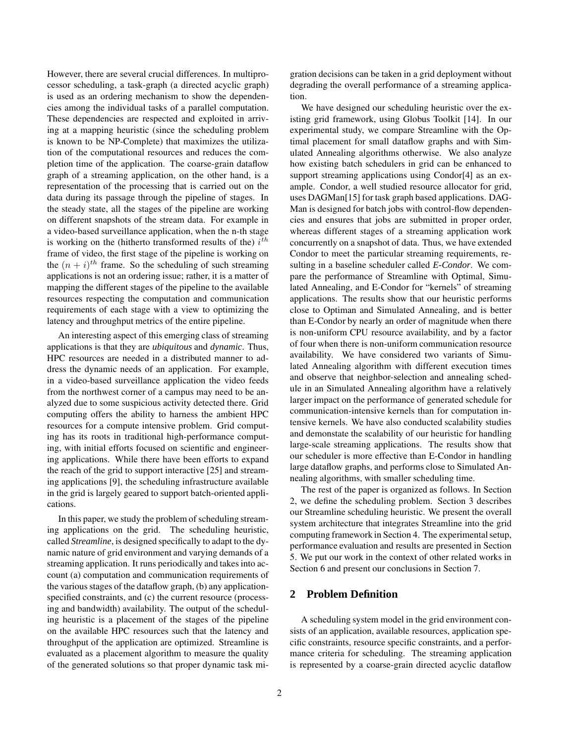However, there are several crucial differences. In multiprocessor scheduling, a task-graph (a directed acyclic graph) is used as an ordering mechanism to show the dependencies among the individual tasks of a parallel computation. These dependencies are respected and exploited in arriving at a mapping heuristic (since the scheduling problem is known to be NP-Complete) that maximizes the utilization of the computational resources and reduces the completion time of the application. The coarse-grain dataflow graph of a streaming application, on the other hand, is a representation of the processing that is carried out on the data during its passage through the pipeline of stages. In the steady state, all the stages of the pipeline are working on different snapshots of the stream data. For example in a video-based surveillance application, when the n-th stage is working on the (hitherto transformed results of the) $i^{th}$ frame of video, the first stage of the pipeline is working on the $(n + i)^{th}$ frame. So the scheduling of such streaming applications is not an ordering issue; rather, it is a matter of mapping the different stages of the pipeline to the available resources respecting the computation and communication requirements of each stage with a view to optimizing the latency and throughput metrics of the entire pipeline.

An interesting aspect of this emerging class of streaming applications is that they are *ubiquitous* and *dynamic*. Thus, HPC resources are needed in a distributed manner to address the dynamic needs of an application. For example, in a video-based surveillance application the video feeds from the northwest corner of a campus may need to be analyzed due to some suspicious activity detected there. Grid computing offers the ability to harness the ambient HPC resources for a compute intensive problem. Grid computing has its roots in traditional high-performance computing, with initial efforts focused on scientific and engineering applications. While there have been efforts to expand the reach of the grid to support interactive [25] and streaming applications [9], the scheduling infrastructure available in the grid is largely geared to support batch-oriented applications.

In this paper, we study the problem of scheduling streaming applications on the grid. The scheduling heuristic, called *Streamline*, is designed specifically to adapt to the dynamic nature of grid environment and varying demands of a streaming application. It runs periodically and takes into account (a) computation and communication requirements of the various stages of the dataflow graph, (b) any application-specified constraints, and (c) the current resource (processing and bandwidth) availability. The output of the scheduling heuristic is a placement of the stages of the pipeline on the available HPC resources such that the latency and throughput of the application are optimized. Streamline is evaluated as a placement algorithm to measure the quality of the generated solutions so that proper dynamic task migration decisions can be taken in a grid deployment without degrading the overall performance of a streaming application.

We have designed our scheduling heuristic over the existing grid framework, using Globus Toolkit [14]. In our experimental study, we compare Streamline with the Optimal placement for small dataflow graphs and with Simulated Annealing algorithms otherwise. We also analyze how existing batch schedulers in grid can be enhanced to support streaming applications using Condor[4] as an example. Condor, a well studied resource allocator for grid, uses DAGMan[15] for task graph based applications. DAGMan is designed for batch jobs with control-flow dependencies and ensures that jobs are submitted in proper order, whereas different stages of a streaming application work concurrently on a snapshot of data. Thus, we have extended Condor to meet the particular streaming requirements, resulting in a baseline scheduler called *E-Condor*. We compare the performance of Streamline with Optimal, Simulated Annealing, and E-Condor for "kernels" of streaming applications. The results show that our heuristic performs close to Optiman and Simulated Annealing, and is better than E-Condor by nearly an order of magnitude when there is non-uniform CPU resource availability, and by a factor of four when there is non-uniform communication resource availability. We have considered two variants of Simulated Annealing algorithm with different execution times and observe that neighbor-selection and annealing schedule in an Simulated Annealing algorithm have a relatively larger impact on the performance of generated schedule for communication-intensive kernels than for computation intensive kernels. We have also conducted scalability studies and demonstate the scalability of our heuristic for handling large-scale streaming applications. The results show that our scheduler is more effective than E-Condor in handling large dataflow graphs, and performs close to Simulated Annealing algorithms, with smaller scheduling time.

The rest of the paper is organized as follows. In Section 2, we define the scheduling problem. Section 3 describes our Streamline scheduling heuristic. We present the overall system architecture that integrates Streamline into the grid computing framework in Section 4. The experimental setup, performance evaluation and results are presented in Section 5. We put our work in the context of other related works in Section 6 and present our conclusions in Section 7.

## 2 Problem Definition

A scheduling system model in the grid environment consists of an application, available resources, application specific constraints, resource specific constraints, and a performance criteria for scheduling. The streaming application is represented by a coarse-grain directed acyclic dataflow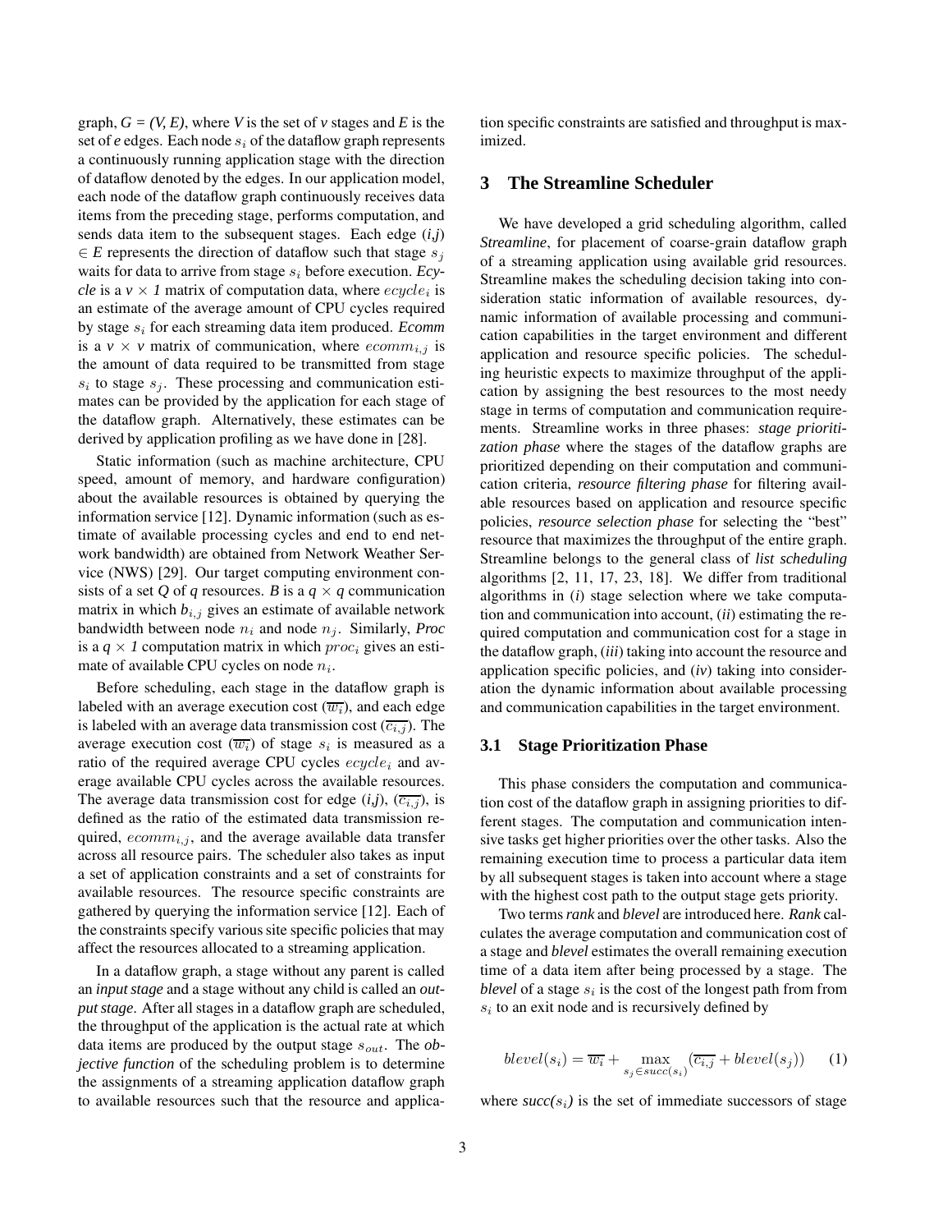graph, *G = (V, E)*, where *V* is the set of *v* stages and *E* is the set of *e* edges. Each node $s_i$ of the dataflow graph represents a continuously running application stage with the direction of dataflow denoted by the edges. In our application model, each node of the dataflow graph continuously receives data items from the preceding stage, performs computation, and sends data item to the subsequent stages. Each edge *(i,j)* $\in E$ represents the direction of dataflow such that stage $s_j$ waits for data to arrive from stage $s_i$ before execution. *Ecycle* is a $v \times 1$ matrix of computation data, where $ecycle_i$ is an estimate of the average amount of CPU cycles required by stage $s_i$ for each streaming data item produced. *Ecomm* is a $v \times v$ matrix of communication, where $ecomm_{i,j}$ is the amount of data required to be transmitted from stage $s_i$ to stage $s_j$. These processing and communication estimates can be provided by the application for each stage of the dataflow graph. Alternatively, these estimates can be derived by application profiling as we have done in [28].

Static information (such as machine architecture, CPU speed, amount of memory, and hardware configuration) about the available resources is obtained by querying the information service [12]. Dynamic information (such as estimate of available processing cycles and end to end network bandwidth) are obtained from Network Weather Service (NWS) [29]. Our target computing environment consists of a set *Q* of *q* resources. *B* is a $q \times q$ communication matrix in which $b_{i,j}$ gives an estimate of available network bandwidth between node $n_i$ and node $n_j$. Similarly, *Proc* is a $q \times 1$ computation matrix in which $proc_i$ gives an estimate of available CPU cycles on node $n_i$.

Before scheduling, each stage in the dataflow graph is labeled with an average execution cost ($\overline{w_i}$), and each edge is labeled with an average data transmission cost ($\overline{c_{i,j}}$). The average execution cost ($\overline{w_i}$) of stage $s_i$ is measured as a ratio of the required average CPU cycles $ecycle_i$ and average available CPU cycles across the available resources. The average data transmission cost for edge *(i,j)*, ($\overline{c_{i,j}}$), is defined as the ratio of the estimated data transmission required, $ecomm_{i,j}$, and the average available data transfer across all resource pairs. The scheduler also takes as input a set of application constraints and a set of constraints for available resources. The resource specific constraints are gathered by querying the information service [12]. Each of the constraints specify various site specific policies that may affect the resources allocated to a streaming application.

In a dataflow graph, a stage without any parent is called an *input stage* and a stage without any child is called an *output stage*. After all stages in a dataflow graph are scheduled, the throughput of the application is the actual rate at which data items are produced by the output stage $s_{out}$. The *objective function* of the scheduling problem is to determine the assignments of a streaming application dataflow graph to available resources such that the resource and application specific constraints are satisfied and throughput is maximized.

## 3 The Streamline Scheduler

We have developed a grid scheduling algorithm, called *Streamline*, for placement of coarse-grain dataflow graph of a streaming application using available grid resources. Streamline makes the scheduling decision taking into consideration static information of available resources, dynamic information of available processing and communication capabilities in the target environment and different application and resource specific policies. The scheduling heuristic expects to maximize throughput of the application by assigning the best resources to the most needy stage in terms of computation and communication requirements. Streamline works in three phases: *stage prioritization phase* where the stages of the dataflow graphs are prioritized depending on their computation and communication criteria, *resource filtering phase* for filtering available resources based on application and resource specific policies, *resource selection phase* for selecting the "best" resource that maximizes the throughput of the entire graph. Streamline belongs to the general class of *list scheduling* algorithms [2, 11, 17, 23, 18]. We differ from traditional algorithms in (*i*) stage selection where we take computation and communication into account, (*ii*) estimating the required computation and communication cost for a stage in the dataflow graph, (*iii*) taking into account the resource and application specific policies, and (*iv*) taking into consideration the dynamic information about available processing and communication capabilities in the target environment.

### 3.1 Stage Prioritization Phase

This phase considers the computation and communication cost of the dataflow graph in assigning priorities to different stages. The computation and communication intensive tasks get higher priorities over the other tasks. Also the remaining execution time to process a particular data item by all subsequent stages is taken into account where a stage with the highest cost path to the output stage gets priority.

Two terms *rank* and *blevel* are introduced here. *Rank* calculates the average computation and communication cost of a stage and *blevel* estimates the overall remaining execution time of a data item after being processed by a stage. The *blevel* of a stage $s_i$ is the cost of the longest path from from $s_i$ to an exit node and is recursively defined by

$$blevel(s_i) = \overline{w_i} + \max_{s_j \in succ(s_i)} (\overline{c_{i,j}} + blevel(s_j)) \qquad (1)$$

where *succ(*$s_i$*)* is the set of immediate successors of stage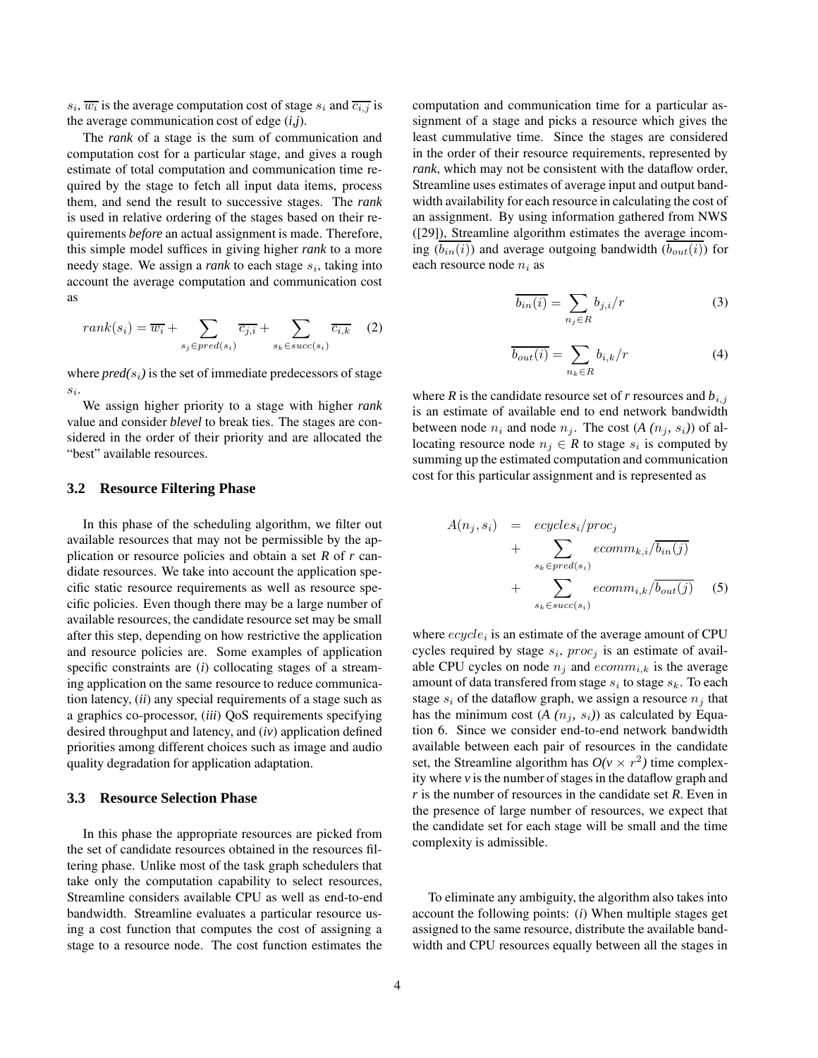$s_i$, $\overline{w_i}$ is the average computation cost of stage $s_i$ and $\overline{c_{i,j}}$ is the average communication cost of edge (*i*,*j*).

The ***rank*** of a stage is the sum of communication and computation cost for a particular stage, and gives a rough estimate of total computation and communication time required by the stage to fetch all input data items, process them, and send the result to successive stages. The ***rank*** is used in relative ordering of the stages based on their requirements *before* an actual assignment is made. Therefore, this simple model suffices in giving higher ***rank*** to a more needy stage. We assign a ***rank*** to each stage $s_i$, taking into account the average computation and communication cost as

$$rank(s_i) = \overline{w_i} + \sum_{s_j \in pred(s_i)} \overline{c_{j,i}} + \sum_{s_k \in succ(s_i)} \overline{c_{i,k}} \quad (2)$$

where ***pred***($s_i$) is the set of immediate predecessors of stage $s_i$.

We assign higher priority to a stage with higher ***rank*** value and consider ***blevel*** to break ties. The stages are considered in the order of their priority and are allocated the "best" available resources.

### 3.2 Resource Filtering Phase

In this phase of the scheduling algorithm, we filter out available resources that may not be permissible by the application or resource policies and obtain a set ***R*** of ***r*** candidate resources. We take into account the application specific static resource requirements as well as resource specific policies. Even though there may be a large number of available resources, the candidate resource set may be small after this step, depending on how restrictive the application and resource policies are. Some examples of application specific constraints are (*i*) collocating stages of a streaming application on the same resource to reduce communication latency, (*ii*) any special requirements of a stage such as a graphics co-processor, (*iii*) QoS requirements specifying desired throughput and latency, and (*iv*) application defined priorities among different choices such as image and audio quality degradation for application adaptation.

### 3.3 Resource Selection Phase

In this phase the appropriate resources are picked from the set of candidate resources obtained in the resources filtering phase. Unlike most of the task graph schedulers that take only the computation capability to select resources, Streamline considers available CPU as well as end-to-end bandwidth. Streamline evaluates a particular resource using a cost function that computes the cost of assigning a stage to a resource node. The cost function estimates the computation and communication time for a particular assignment of a stage and picks a resource which gives the least cummulative time. Since the stages are considered in the order of their resource requirements, represented by ***rank***, which may not be consistent with the dataflow order, Streamline uses estimates of average input and output bandwidth availability for each resource in calculating the cost of an assignment. By using information gathered from NWS ([29]), Streamline algorithm estimates the average incoming ($\overline{b_{in}(i)}$) and average outgoing bandwidth ($\overline{b_{out}(i)}$) for each resource node $n_i$ as

$$\overline{b_{in}(i)} = \sum_{n_j \in R} b_{j,i}/r \quad (3)$$

$$\overline{b_{out}(i)} = \sum_{n_k \in R} b_{i,k}/r \quad (4)$$

where ***R*** is the candidate resource set of ***r*** resources and $b_{i,j}$ is an estimate of available end to end network bandwidth between node $n_i$ and node $n_j$. The cost (*A* ($n_j$, $s_i$)) of allocating resource node $n_j \in$ ***R*** to stage $s_i$ is computed by summing up the estimated computation and communication cost for this particular assignment and is represented as

$$\begin{aligned} A(n_j, s_i) &= ecycles_i/proc_j \\ &+ \sum_{s_k \in pred(s_i)} ecomm_{k,i}/\overline{b_{in}(j)} \\ &+ \sum_{s_k \in succ(s_i)} ecomm_{i,k}/\overline{b_{out}(j)} \end{aligned} \quad (5)$$

where $ecycle_i$ is an estimate of the average amount of CPU cycles required by stage $s_i$, $proc_j$ is an estimate of available CPU cycles on node $n_j$ and $ecomm_{i,k}$ is the average amount of data transfered from stage $s_i$ to stage $s_k$. To each stage $s_i$ of the dataflow graph, we assign a resource $n_j$ that has the minimum cost (*A* ($n_j$, $s_i$)) as calculated by Equation 6. Since we consider end-to-end network bandwidth available between each pair of resources in the candidate set, the Streamline algorithm has *O*(*v* $\times$ $r^2$) time complexity where ***v*** is the number of stages in the dataflow graph and ***r*** is the number of resources in the candidate set ***R***. Even in the presence of large number of resources, we expect that the candidate set for each stage will be small and the time complexity is admissible.

To eliminate any ambiguity, the algorithm also takes into account the following points: (*i*) When multiple stages get assigned to the same resource, distribute the available bandwidth and CPU resources equally between all the stages in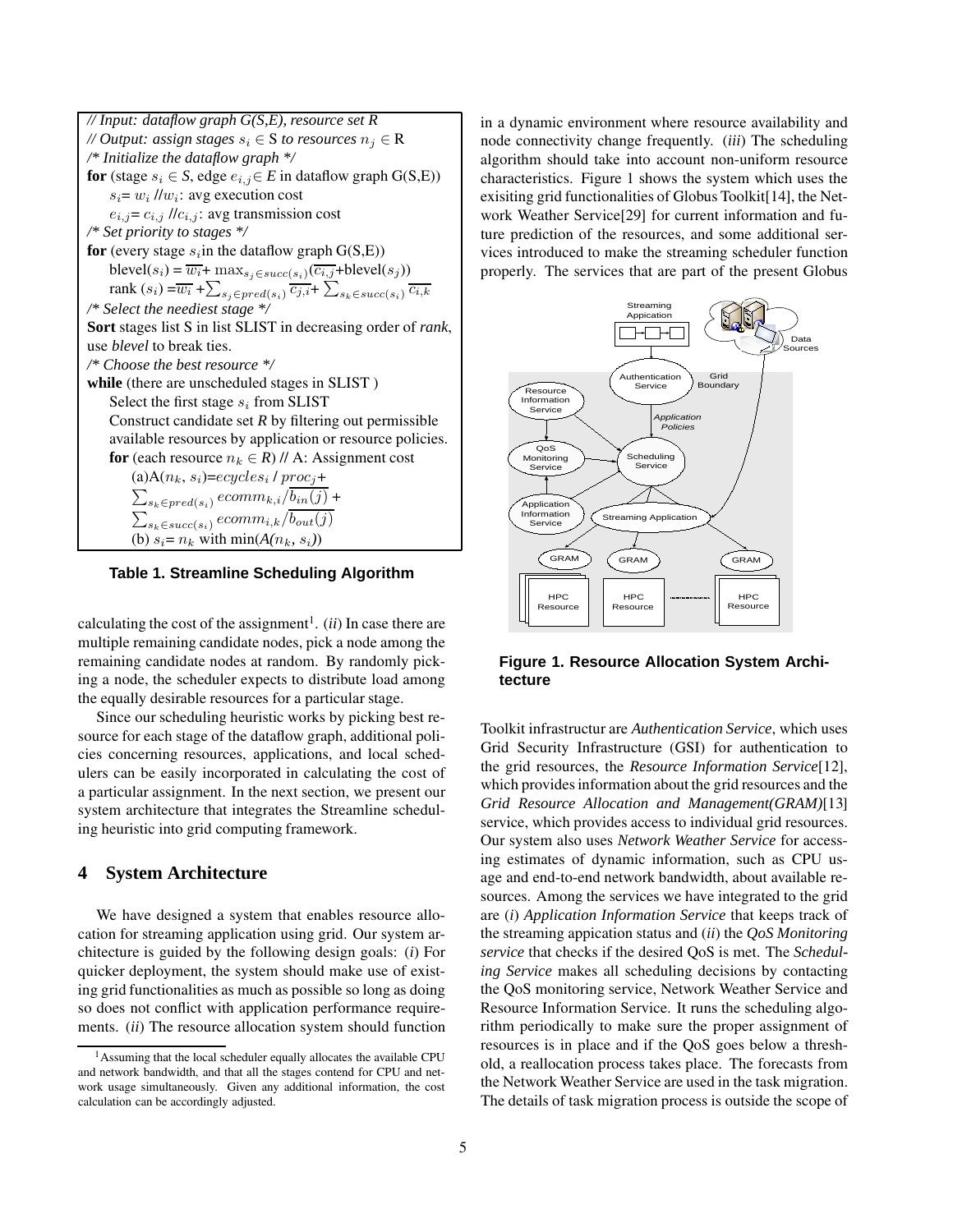```
// Input: dataflow graph G(S,E), resource set R
// Output: assign stages s_i ∈ S to resources n_j ∈ R
/* Initialize the dataflow graph */
for (stage s_i ∈ S, edge e_{i,j} ∈ E in dataflow graph G(S,E))
    s_i = w_i //w_i: avg execution cost
    e_{i,j} = c_{i,j} //c_{i,j}: avg transmission cost
/* Set priority to stages */
for (every stage s_i in the dataflow graph G(S,E))
    blevel(s_i) = w̄_i + max_{s_j ∈ succ(s_i)} (c̄_{i,j} + blevel(s_j))
    rank(s_i) = w̄_i + Σ_{s_j ∈ pred(s_i)} c̄_{j,i} + Σ_{s_k ∈ succ(s_i)} c̄_{i,k}
/* Select the neediest stage */
Sort stages list S in list SLIST in decreasing order of rank,
use blevel to break ties.
/* Choose the best resource */
while (there are unscheduled stages in SLIST )
    Select the first stage s_i from SLIST
    Construct candidate set R by filtering out permissible
    available resources by application or resource policies.
    for (each resource n_k ∈ R) // A: Assignment cost
        (a)A(n_k, s_i) = ecycles_i / proc_j +
        Σ_{s_k ∈ pred(s_i)} ecomm_{k,i} / b̄_in(j) +
        Σ_{s_k ∈ succ(s_i)} ecomm_{i,k} / b̄_out(j)
        (b) s_i = n_k with min(A(n_k, s_i))
```

**Table 1. Streamline Scheduling Algorithm**

calculating the cost of the assignment[1]. (*ii*) In case there are multiple remaining candidate nodes, pick a node among the remaining candidate nodes at random. By randomly picking a node, the scheduler expects to distribute load among the equally desirable resources for a particular stage.

Since our scheduling heuristic works by picking best resource for each stage of the dataflow graph, additional policies concerning resources, applications, and local schedulers can be easily incorporated in calculating the cost of a particular assignment. In the next section, we present our system architecture that integrates the Streamline scheduling heuristic into grid computing framework.

## 4 System Architecture

We have designed a system that enables resource allocation for streaming application using grid. Our system architecture is guided by the following design goals: (*i*) For quicker deployment, the system should make use of existing grid functionalities as much as possible so long as doing so does not conflict with application performance requirements. (*ii*) The resource allocation system should function in a dynamic environment where resource availability and node connectivity change frequently. (*iii*) The scheduling algorithm should take into account non-uniform resource characteristics. Figure 1 shows the system which uses the exisiting grid functionalities of Globus Toolkit[14], the Network Weather Service[29] for current information and future prediction of the resources, and some additional services introduced to make the streaming scheduler function properly. The services that are part of the present Globus

**Figure 1. Resource Allocation System Architecture**

Toolkit infrastructur are *Authentication Service*, which uses Grid Security Infrastructure (GSI) for authentication to the grid resources, the *Resource Information Service*[12], which provides information about the grid resources and the *Grid Resource Allocation and Management(GRAM)*[13] service, which provides access to individual grid resources. Our system also uses *Network Weather Service* for accessing estimates of dynamic information, such as CPU usage and end-to-end network bandwidth, about available resources. Among the services we have integrated to the grid are (*i*) *Application Information Service* that keeps track of the streaming appication status and (*ii*) the *QoS Monitoring service* that checks if the desired QoS is met. The *Scheduling Service* makes all scheduling decisions by contacting the QoS monitoring service, Network Weather Service and Resource Information Service. It runs the scheduling algorithm periodically to make sure the proper assignment of resources is in place and if the QoS goes below a threshold, a reallocation process takes place. The forecasts from the Network Weather Service are used in the task migration. The details of task migration process is outside the scope of

[1] Assuming that the local scheduler equally allocates the available CPU and network bandwidth, and that all the stages contend for CPU and network usage simultaneously. Given any additional information, the cost calculation can be accordingly adjusted.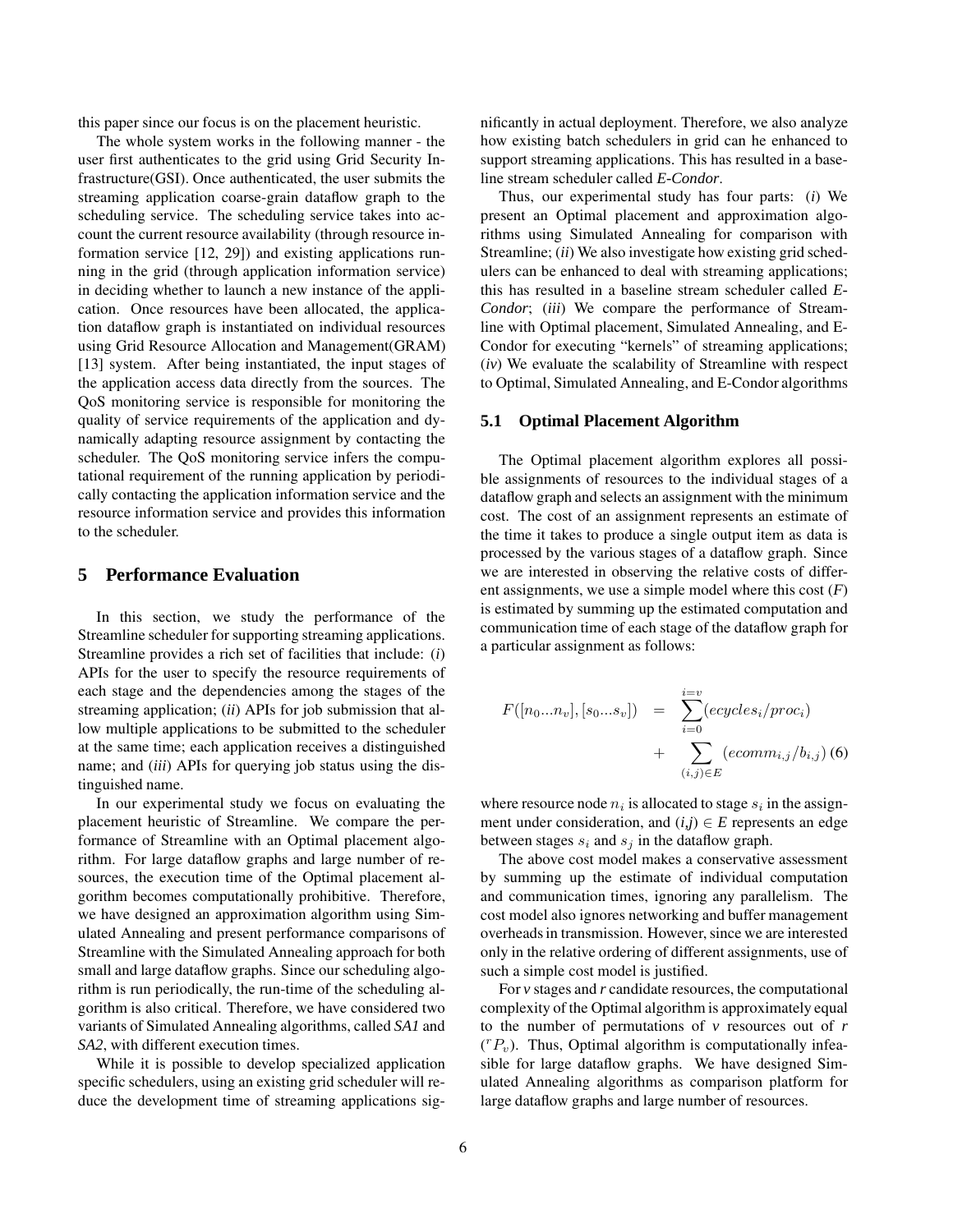this paper since our focus is on the placement heuristic.

The whole system works in the following manner - the user first authenticates to the grid using Grid Security Infrastructure(GSI). Once authenticated, the user submits the streaming application coarse-grain dataflow graph to the scheduling service. The scheduling service takes into account the current resource availability (through resource information service [12, 29]) and existing applications running in the grid (through application information service) in deciding whether to launch a new instance of the application. Once resources have been allocated, the application dataflow graph is instantiated on individual resources using Grid Resource Allocation and Management(GRAM) [13] system. After being instantiated, the input stages of the application access data directly from the sources. The QoS monitoring service is responsible for monitoring the quality of service requirements of the application and dynamically adapting resource assignment by contacting the scheduler. The QoS monitoring service infers the computational requirement of the running application by periodically contacting the application information service and the resource information service and provides this information to the scheduler.

## 5 Performance Evaluation

In this section, we study the performance of the Streamline scheduler for supporting streaming applications. Streamline provides a rich set of facilities that include: (*i*) APIs for the user to specify the resource requirements of each stage and the dependencies among the stages of the streaming application; (*ii*) APIs for job submission that allow multiple applications to be submitted to the scheduler at the same time; each application receives a distinguished name; and (*iii*) APIs for querying job status using the distinguished name.

In our experimental study we focus on evaluating the placement heuristic of Streamline. We compare the performance of Streamline with an Optimal placement algorithm. For large dataflow graphs and large number of resources, the execution time of the Optimal placement algorithm becomes computationally prohibitive. Therefore, we have designed an approximation algorithm using Simulated Annealing and present performance comparisons of Streamline with the Simulated Annealing approach for both small and large dataflow graphs. Since our scheduling algorithm is run periodically, the run-time of the scheduling algorithm is also critical. Therefore, we have considered two variants of Simulated Annealing algorithms, called *SA1* and *SA2*, with different execution times.

While it is possible to develop specialized application specific schedulers, using an existing grid scheduler will reduce the development time of streaming applications significantly in actual deployment. Therefore, we also analyze how existing batch schedulers in grid can he enhanced to support streaming applications. This has resulted in a baseline stream scheduler called *E-Condor*.

Thus, our experimental study has four parts: (*i*) We present an Optimal placement and approximation algorithms using Simulated Annealing for comparison with Streamline; (*ii*) We also investigate how existing grid schedulers can be enhanced to deal with streaming applications; this has resulted in a baseline stream scheduler called *E-Condor*; (*iii*) We compare the performance of Streamline with Optimal placement, Simulated Annealing, and E-Condor for executing "kernels" of streaming applications; (*iv*) We evaluate the scalability of Streamline with respect to Optimal, Simulated Annealing, and E-Condor algorithms

### 5.1 Optimal Placement Algorithm

The Optimal placement algorithm explores all possible assignments of resources to the individual stages of a dataflow graph and selects an assignment with the minimum cost. The cost of an assignment represents an estimate of the time it takes to produce a single output item as data is processed by the various stages of a dataflow graph. Since we are interested in observing the relative costs of different assignments, we use a simple model where this cost (*F*) is estimated by summing up the estimated computation and communication time of each stage of the dataflow graph for a particular assignment as follows:

$$F([n_0...n_v],[s_0...s_v]) = \sum_{i=0}^{i=v}(ecycles_i/proc_i) + \sum_{(i,j)\in E}(ecomm_{i,j}/b_{i,j}) \quad (6)$$

where resource node $n_i$ is allocated to stage $s_i$ in the assignment under consideration, and $(i,j) \in E$ represents an edge between stages $s_i$ and $s_j$ in the dataflow graph.

The above cost model makes a conservative assessment by summing up the estimate of individual computation and communication times, ignoring any parallelism. The cost model also ignores networking and buffer management overheads in transmission. However, since we are interested only in the relative ordering of different assignments, use of such a simple cost model is justified.

For $v$ stages and $r$ candidate resources, the computational complexity of the Optimal algorithm is approximately equal to the number of permutations of $v$ resources out of $r$ ($^rP_v$). Thus, Optimal algorithm is computationally infeasible for large dataflow graphs. We have designed Simulated Annealing algorithms as comparison platform for large dataflow graphs and large number of resources.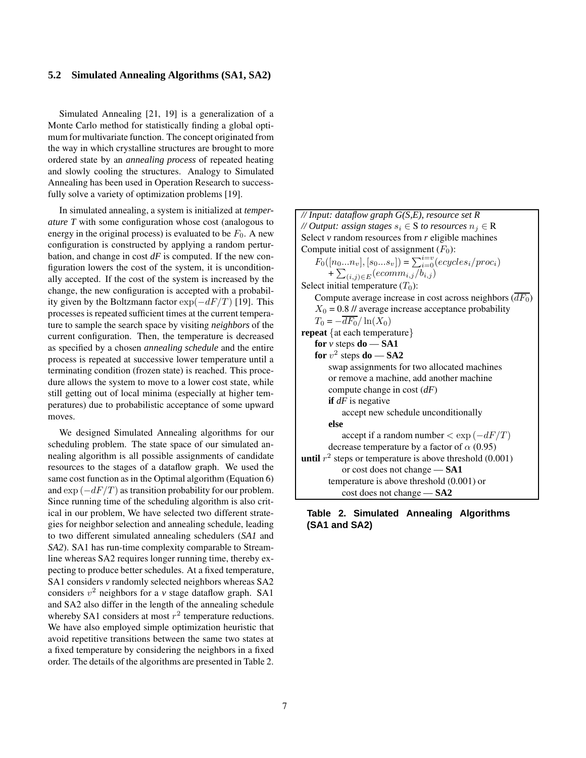### 5.2 Simulated Annealing Algorithms (SA1, SA2)

Simulated Annealing [21, 19] is a generalization of a Monte Carlo method for statistically finding a global optimum for multivariate function. The concept originated from the way in which crystalline structures are brought to more ordered state by an *annealing process* of repeated heating and slowly cooling the structures. Analogy to Simulated Annealing has been used in Operation Research to successfully solve a variety of optimization problems [19].

In simulated annealing, a system is initialized at *temperature T* with some configuration whose cost (analogous to energy in the original process) is evaluated to be $F_0$. A new configuration is constructed by applying a random perturbation, and change in cost *dF* is computed. If the new configuration lowers the cost of the system, it is unconditionally accepted. If the cost of the system is increased by the change, the new configuration is accepted with a probability given by the Boltzmann factor $\exp(-dF/T)$ [19]. This processes is repeated sufficient times at the current temperature to sample the search space by visiting *neighbors* of the current configuration. Then, the temperature is decreased as specified by a chosen *annealing schedule* and the entire process is repeated at successive lower temperature until a terminating condition (frozen state) is reached. This procedure allows the system to move to a lower cost state, while still getting out of local minima (especially at higher temperatures) due to probabilistic acceptance of some upward moves.

We designed Simulated Annealing algorithms for our scheduling problem. The state space of our simulated annealing algorithm is all possible assignments of candidate resources to the stages of a dataflow graph. We used the same cost function as in the Optimal algorithm (Equation 6) and $\exp(-dF/T)$ as transition probability for our problem. Since running time of the scheduling algorithm is also critical in our problem, We have selected two different strategies for neighbor selection and annealing schedule, leading to two different simulated annealing schedulers (*SA1* and *SA2*). SA1 has run-time complexity comparable to Streamline whereas SA2 requires longer running time, thereby expecting to produce better schedules. At a fixed temperature, SA1 considers *v* randomly selected neighbors whereas SA2 considers $v^2$ neighbors for a *v* stage dataflow graph. SA1 and SA2 also differ in the length of the annealing schedule whereby SA1 considers at most $r^2$ temperature reductions. We have also employed simple optimization heuristic that avoid repetitive transitions between the same two states at a fixed temperature by considering the neighbors in a fixed order. The details of the algorithms are presented in Table 2.

*// Input: dataflow graph G(S,E), resource set R*
*// Output: assign stages $s_i \in$ S to resources $n_j \in$ R*
Select *v* random resources from *r* eligible machines
Compute initial cost of assignment ($F_0$):
  $F_0([n_0...n_v],[s_0...s_v]) = \sum_{i=0}^{i=v}(ecycles_i/proc_i)$
    $+ \sum_{(i,j)\in E}(ecomm_{i,j}/b_{i,j})$
Select initial temperature ($T_0$):
  Compute average increase in cost across neighbors ($\overline{dF_0}$)
  $X_0$ = 0.8 // average increase acceptance probability
  $T_0 = -\overline{dF_0}/\ln(X_0)$
**repeat** {at each temperature}
  **for** *v* steps **do — SA1**
  **for** $v^2$ steps **do — SA2**
    swap assignments for two allocated machines
    or remove a machine, add another machine
    compute change in cost (*dF*)
    **if** *dF* is negative
      accept new schedule unconditionally
    **else**
      accept if a random number $< \exp(-dF/T)$
    decrease temperature by a factor of $\alpha$ (0.95)
**until** $r^2$ steps or temperature is above threshold (0.001)
      or cost does not change — **SA1**
    temperature is above threshold (0.001) or
      cost does not change — **SA2**

**Table 2. Simulated Annealing Algorithms (SA1 and SA2)**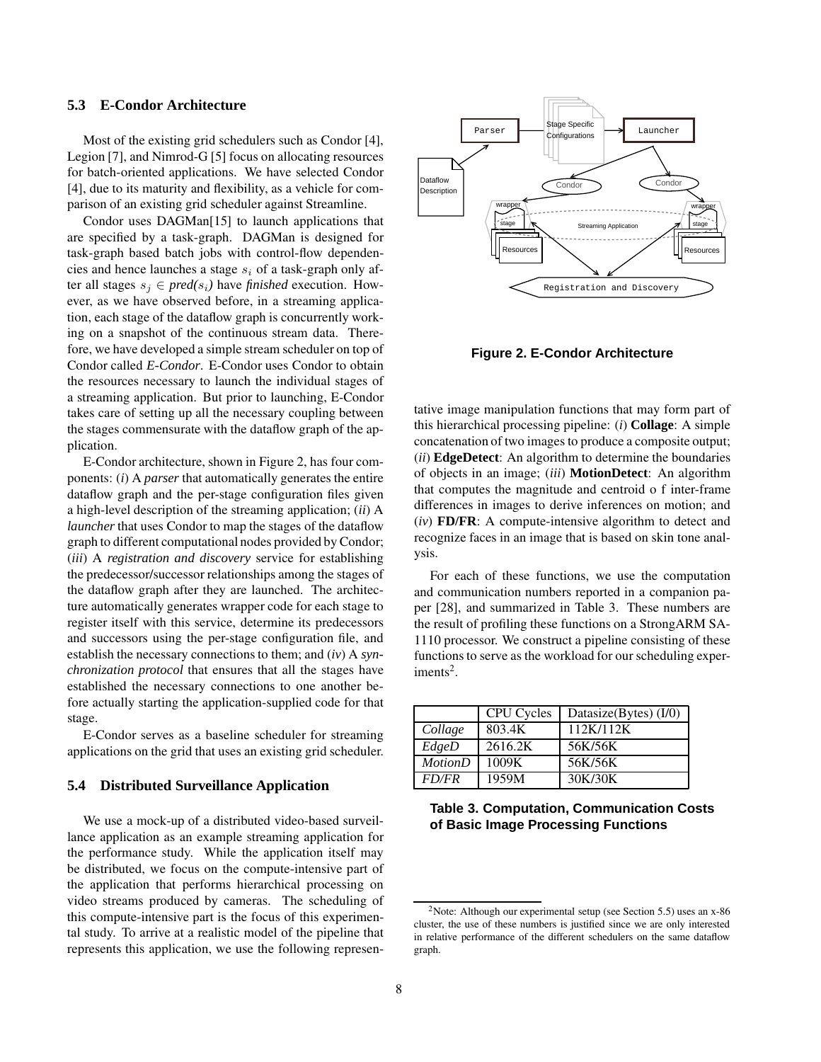### 5.3 E-Condor Architecture

Most of the existing grid schedulers such as Condor [4], Legion [7], and Nimrod-G [5] focus on allocating resources for batch-oriented applications. We have selected Condor [4], due to its maturity and flexibility, as a vehicle for comparison of an existing grid scheduler against Streamline.

Condor uses DAGMan[15] to launch applications that are specified by a task-graph. DAGMan is designed for task-graph based batch jobs with control-flow dependencies and hence launches a stage $s_i$ of a task-graph only after all stages $s_j \in$ *pred*($s_i$) have *finished* execution. However, as we have observed before, in a streaming application, each stage of the dataflow graph is concurrently working on a snapshot of the continuous stream data. Therefore, we have developed a simple stream scheduler on top of Condor called *E-Condor*. E-Condor uses Condor to obtain the resources necessary to launch the individual stages of a streaming application. But prior to launching, E-Condor takes care of setting up all the necessary coupling between the stages commensurate with the dataflow graph of the application.

E-Condor architecture, shown in Figure 2, has four components: (*i*) A *parser* that automatically generates the entire dataflow graph and the per-stage configuration files given a high-level description of the streaming application; (*ii*) A *launcher* that uses Condor to map the stages of the dataflow graph to different computational nodes provided by Condor; (*iii*) A *registration and discovery* service for establishing the predecessor/successor relationships among the stages of the dataflow graph after they are launched. The architecture automatically generates wrapper code for each stage to register itself with this service, determine its predecessors and successors using the per-stage configuration file, and establish the necessary connections to them; and (*iv*) A *synchronization protocol* that ensures that all the stages have established the necessary connections to one another before actually starting the application-supplied code for that stage.

E-Condor serves as a baseline scheduler for streaming applications on the grid that uses an existing grid scheduler.

**Figure 2. E-Condor Architecture**

### 5.4 Distributed Surveillance Application

We use a mock-up of a distributed video-based surveillance application as an example streaming application for the performance study. While the application itself may be distributed, we focus on the compute-intensive part of the application that performs hierarchical processing on video streams produced by cameras. The scheduling of this compute-intensive part is the focus of this experimental study. To arrive at a realistic model of the pipeline that represents this application, we use the following representative image manipulation functions that may form part of this hierarchical processing pipeline: (*i*) **Collage**: A simple concatenation of two images to produce a composite output; (*ii*) **EdgeDetect**: An algorithm to determine the boundaries of objects in an image; (*iii*) **MotionDetect**: An algorithm that computes the magnitude and centroid o f inter-frame differences in images to derive inferences on motion; and (*iv*) **FD/FR**: A compute-intensive algorithm to detect and recognize faces in an image that is based on skin tone analysis.

For each of these functions, we use the computation and communication numbers reported in a companion paper [28], and summarized in Table 3. These numbers are the result of profiling these functions on a StrongARM SA-1110 processor. We construct a pipeline consisting of these functions to serve as the workload for our scheduling experiments[2].

| | CPU Cycles | Datasize(Bytes) (I/0) |
|---|---|---|
| *Collage* | 803.4K | 112K/112K |
| *EdgeD* | 2616.2K | 56K/56K |
| *MotionD* | 1009K | 56K/56K |
| *FD/FR* | 1959M | 30K/30K |

**Table 3. Computation, Communication Costs of Basic Image Processing Functions**

[2] Note: Although our experimental setup (see Section 5.5) uses an x-86 cluster, the use of these numbers is justified since we are only interested in relative performance of the different schedulers on the same dataflow graph.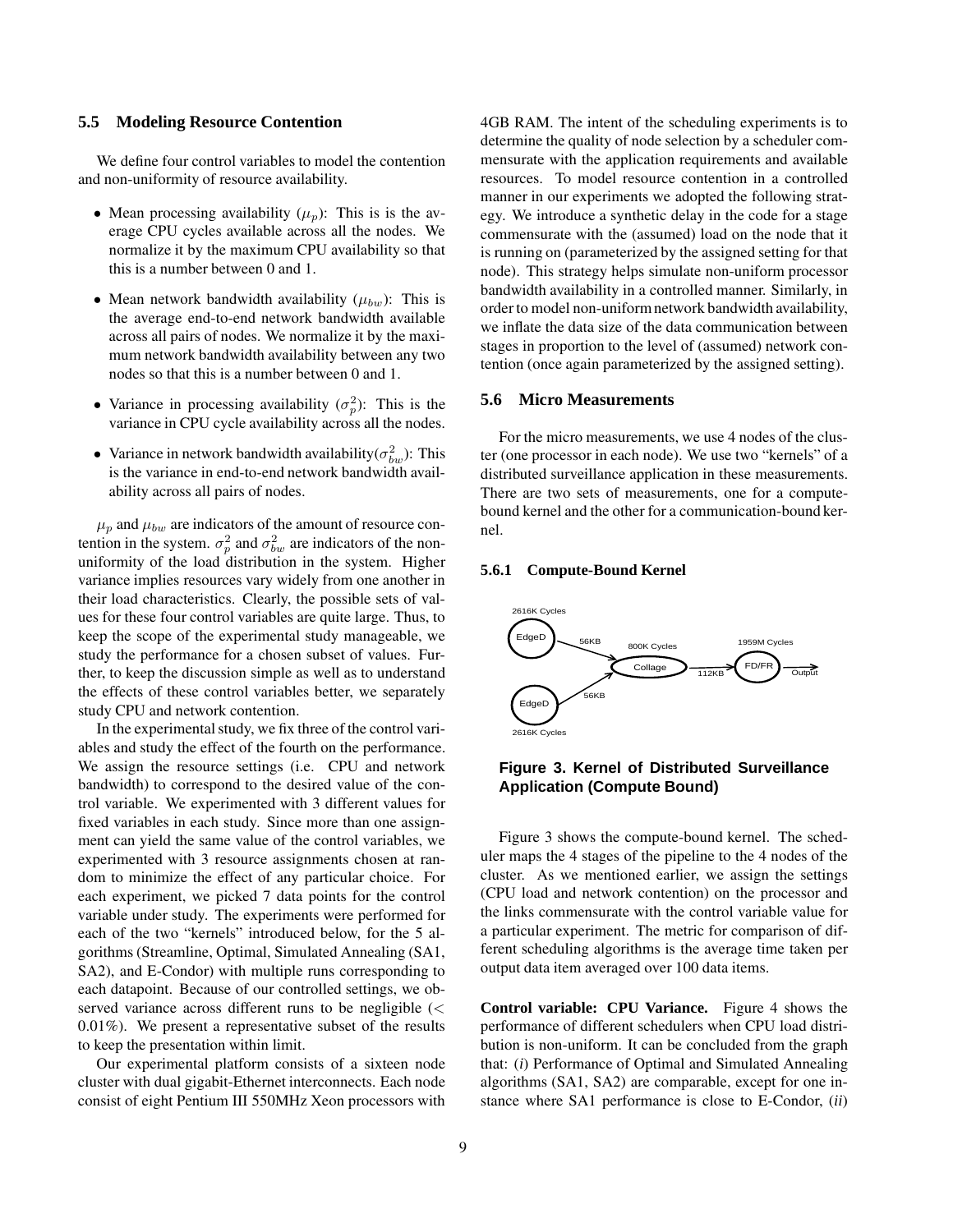### 5.5 Modeling Resource Contention

We define four control variables to model the contention and non-uniformity of resource availability.

- Mean processing availability ($\mu_p$): This is is the average CPU cycles available across all the nodes. We normalize it by the maximum CPU availability so that this is a number between 0 and 1.
- Mean network bandwidth availability ($\mu_{bw}$): This is the average end-to-end network bandwidth available across all pairs of nodes. We normalize it by the maximum network bandwidth availability between any two nodes so that this is a number between 0 and 1.
- Variance in processing availability ($\sigma_p^2$): This is the variance in CPU cycle availability across all the nodes.
- Variance in network bandwidth availability($\sigma_{bw}^2$): This is the variance in end-to-end network bandwidth availability across all pairs of nodes.

$\mu_p$ and $\mu_{bw}$ are indicators of the amount of resource contention in the system. $\sigma_p^2$ and $\sigma_{bw}^2$ are indicators of the non-uniformity of the load distribution in the system. Higher variance implies resources vary widely from one another in their load characteristics. Clearly, the possible sets of values for these four control variables are quite large. Thus, to keep the scope of the experimental study manageable, we study the performance for a chosen subset of values. Further, to keep the discussion simple as well as to understand the effects of these control variables better, we separately study CPU and network contention.

In the experimental study, we fix three of the control variables and study the effect of the fourth on the performance. We assign the resource settings (i.e. CPU and network bandwidth) to correspond to the desired value of the control variable. We experimented with 3 different values for fixed variables in each study. Since more than one assignment can yield the same value of the control variables, we experimented with 3 resource assignments chosen at random to minimize the effect of any particular choice. For each experiment, we picked 7 data points for the control variable under study. The experiments were performed for each of the two "kernels" introduced below, for the 5 algorithms (Streamline, Optimal, Simulated Annealing (SA1, SA2), and E-Condor) with multiple runs corresponding to each datapoint. Because of our controlled settings, we observed variance across different runs to be negligible ($<$ 0.01%). We present a representative subset of the results to keep the presentation within limit.

Our experimental platform consists of a sixteen node cluster with dual gigabit-Ethernet interconnects. Each node consist of eight Pentium III 550MHz Xeon processors with 4GB RAM. The intent of the scheduling experiments is to determine the quality of node selection by a scheduler commensurate with the application requirements and available resources. To model resource contention in a controlled manner in our experiments we adopted the following strategy. We introduce a synthetic delay in the code for a stage commensurate with the (assumed) load on the node that it is running on (parameterized by the assigned setting for that node). This strategy helps simulate non-uniform processor bandwidth availability in a controlled manner. Similarly, in order to model non-uniform network bandwidth availability, we inflate the data size of the data communication between stages in proportion to the level of (assumed) network contention (once again parameterized by the assigned setting).

### 5.6 Micro Measurements

For the micro measurements, we use 4 nodes of the cluster (one processor in each node). We use two "kernels" of a distributed surveillance application in these measurements. There are two sets of measurements, one for a compute-bound kernel and the other for a communication-bound kernel.

#### 5.6.1 Compute-Bound Kernel

**Figure 3. Kernel of Distributed Surveillance Application (Compute Bound)**

Figure 3 shows the compute-bound kernel. The scheduler maps the 4 stages of the pipeline to the 4 nodes of the cluster. As we mentioned earlier, we assign the settings (CPU load and network contention) on the processor and the links commensurate with the control variable value for a particular experiment. The metric for comparison of different scheduling algorithms is the average time taken per output data item averaged over 100 data items.

**Control variable: CPU Variance.** Figure 4 shows the performance of different schedulers when CPU load distribution is non-uniform. It can be concluded from the graph that: (*i*) Performance of Optimal and Simulated Annealing algorithms (SA1, SA2) are comparable, except for one instance where SA1 performance is close to E-Condor, (*ii*)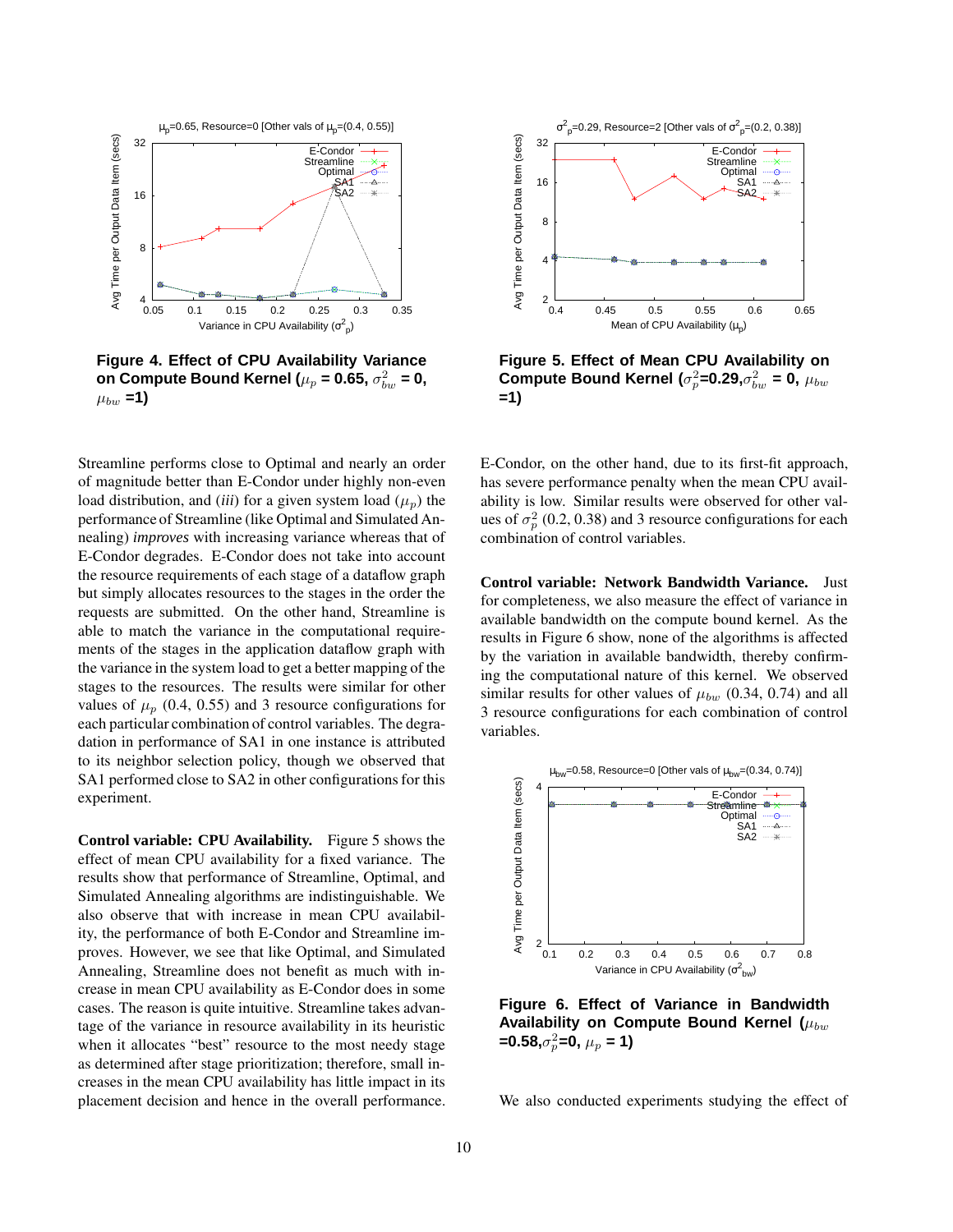**Figure 4. Effect of CPU Availability Variance on Compute Bound Kernel ($\mu_p$ = 0.65, $\sigma^2_{bw}$ = 0, $\mu_{bw}$ =1)**

**Figure 5. Effect of Mean CPU Availability on Compute Bound Kernel ($\sigma^2_p$=0.29,$\sigma^2_{bw}$ = 0, $\mu_{bw}$ =1)**

Streamline performs close to Optimal and nearly an order of magnitude better than E-Condor under highly non-even load distribution, and (*iii*) for a given system load ($\mu_p$) the performance of Streamline (like Optimal and Simulated Annealing) *improves* with increasing variance whereas that of E-Condor degrades. E-Condor does not take into account the resource requirements of each stage of a dataflow graph but simply allocates resources to the stages in the order the requests are submitted. On the other hand, Streamline is able to match the variance in the computational requirements of the stages in the application dataflow graph with the variance in the system load to get a better mapping of the stages to the resources. The results were similar for other values of $\mu_p$ (0.4, 0.55) and 3 resource configurations for each particular combination of control variables. The degradation in performance of SA1 in one instance is attributed to its neighbor selection policy, though we observed that SA1 performed close to SA2 in other configurations for this experiment.

**Control variable: CPU Availability.** Figure 5 shows the effect of mean CPU availability for a fixed variance. The results show that performance of Streamline, Optimal, and Simulated Annealing algorithms are indistinguishable. We also observe that with increase in mean CPU availability, the performance of both E-Condor and Streamline improves. However, we see that like Optimal, and Simulated Annealing, Streamline does not benefit as much with increase in mean CPU availability as E-Condor does in some cases. The reason is quite intuitive. Streamline takes advantage of the variance in resource availability in its heuristic when it allocates "best" resource to the most needy stage as determined after stage prioritization; therefore, small increases in the mean CPU availability has little impact in its placement decision and hence in the overall performance. E-Condor, on the other hand, due to its first-fit approach, has severe performance penalty when the mean CPU availability is low. Similar results were observed for other values of $\sigma^2_p$ (0.2, 0.38) and 3 resource configurations for each combination of control variables.

**Control variable: Network Bandwidth Variance.** Just for completeness, we also measure the effect of variance in available bandwidth on the compute bound kernel. As the results in Figure 6 show, none of the algorithms is affected by the variation in available bandwidth, thereby confirming the computational nature of this kernel. We observed similar results for other values of $\mu_{bw}$ (0.34, 0.74) and all 3 resource configurations for each combination of control variables.

**Figure 6. Effect of Variance in Bandwidth Availability on Compute Bound Kernel ($\mu_{bw}$ =0.58,$\sigma^2_p$=0, $\mu_p$ = 1)**

We also conducted experiments studying the effect of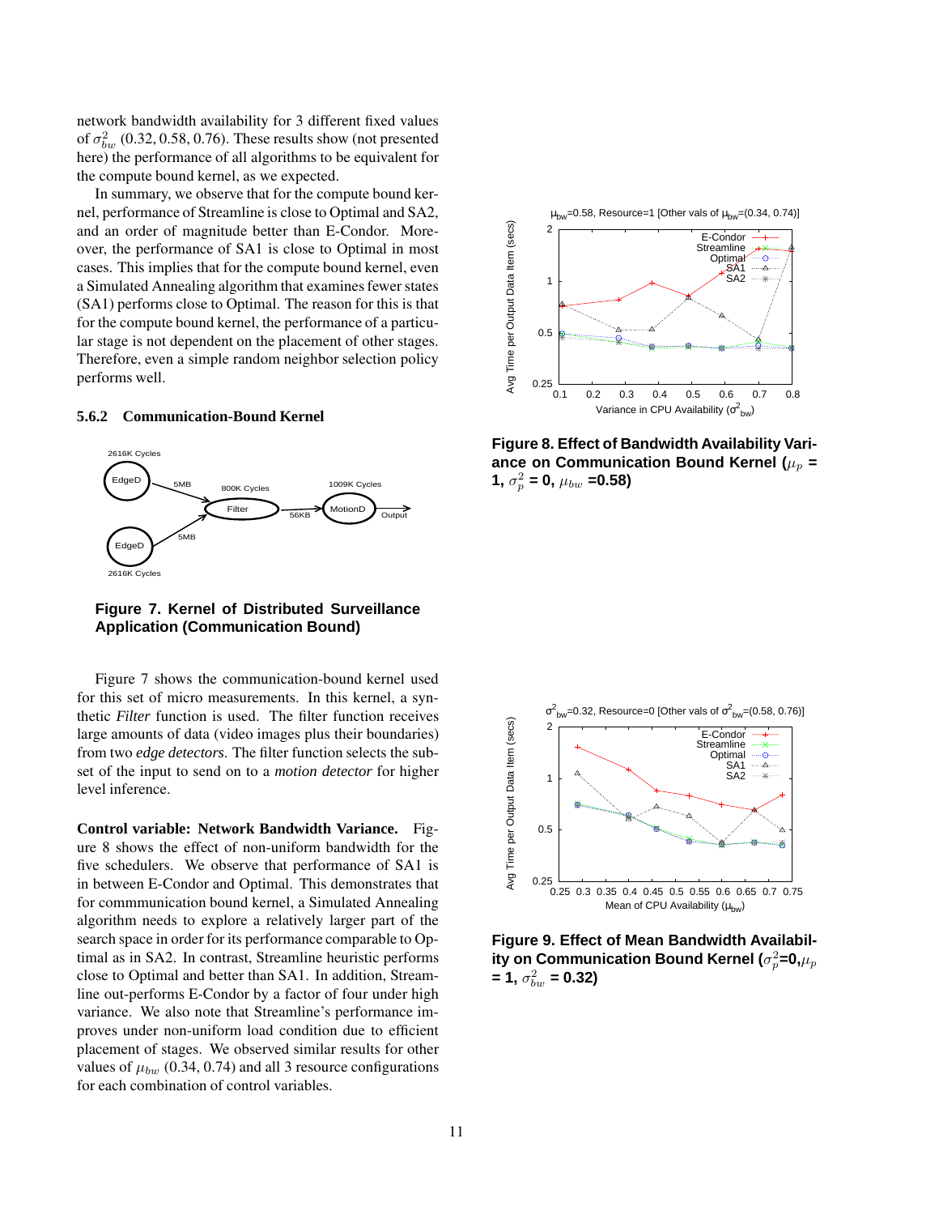network bandwidth availability for 3 different fixed values of $\sigma^2_{bw}$ (0.32, 0.58, 0.76). These results show (not presented here) the performance of all algorithms to be equivalent for the compute bound kernel, as we expected.

In summary, we observe that for the compute bound kernel, performance of Streamline is close to Optimal and SA2, and an order of magnitude better than E-Condor. Moreover, the performance of SA1 is close to Optimal in most cases. This implies that for the compute bound kernel, even a Simulated Annealing algorithm that examines fewer states (SA1) performs close to Optimal. The reason for this is that for the compute bound kernel, the performance of a particular stage is not dependent on the placement of other stages. Therefore, even a simple random neighbor selection policy performs well.

### 5.6.2 Communication-Bound Kernel

**Figure 7. Kernel of Distributed Surveillance Application (Communication Bound)**

Figure 7 shows the communication-bound kernel used for this set of micro measurements. In this kernel, a synthetic *Filter* function is used. The filter function receives large amounts of data (video images plus their boundaries) from two *edge detectors*. The filter function selects the subset of the input to send on to a *motion detector* for higher level inference.

**Control variable: Network Bandwidth Variance.** Figure 8 shows the effect of non-uniform bandwidth for the five schedulers. We observe that performance of SA1 is in between E-Condor and Optimal. This demonstrates that for commmunication bound kernel, a Simulated Annealing algorithm needs to explore a relatively larger part of the search space in order for its performance comparable to Optimal as in SA2. In contrast, Streamline heuristic performs close to Optimal and better than SA1. In addition, Streamline out-performs E-Condor by a factor of four under high variance. We also note that Streamline's performance improves under non-uniform load condition due to efficient placement of stages. We observed similar results for other values of $\mu_{bw}$ (0.34, 0.74) and all 3 resource configurations for each combination of control variables.

**Figure 8. Effect of Bandwidth Availability Variance on Communication Bound Kernel ($\mu_p$ = 1, $\sigma^2_p$ = 0, $\mu_{bw}$ =0.58)**

**Figure 9. Effect of Mean Bandwidth Availability on Communication Bound Kernel ($\sigma^2_p$=0,$\mu_p$ = 1, $\sigma^2_{bw}$ = 0.32)**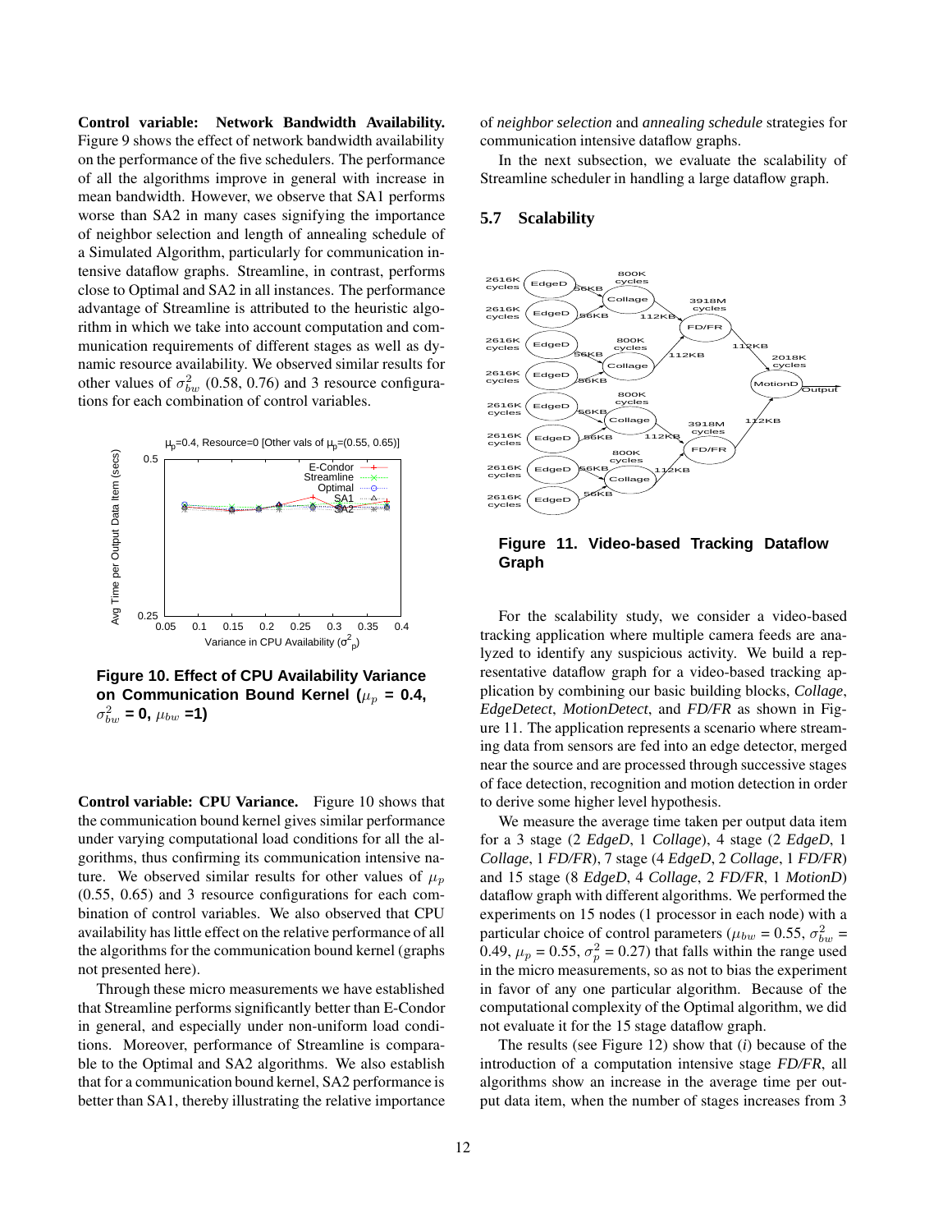**Control variable: Network Bandwidth Availability.** Figure 9 shows the effect of network bandwidth availability on the performance of the five schedulers. The performance of all the algorithms improve in general with increase in mean bandwidth. However, we observe that SA1 performs worse than SA2 in many cases signifying the importance of neighbor selection and length of annealing schedule of a Simulated Algorithm, particularly for communication intensive dataflow graphs. Streamline, in contrast, performs close to Optimal and SA2 in all instances. The performance advantage of Streamline is attributed to the heuristic algorithm in which we take into account computation and communication requirements of different stages as well as dynamic resource availability. We observed similar results for other values of $\sigma^2_{bw}$ (0.58, 0.76) and 3 resource configurations for each combination of control variables.

**Figure 10. Effect of CPU Availability Variance on Communication Bound Kernel ($\mu_p$ = 0.4, $\sigma^2_{bw}$ = 0, $\mu_{bw}$ =1)**

**Control variable: CPU Variance.** Figure 10 shows that the communication bound kernel gives similar performance under varying computational load conditions for all the algorithms, thus confirming its communication intensive nature. We observed similar results for other values of $\mu_p$ (0.55, 0.65) and 3 resource configurations for each combination of control variables. We also observed that CPU availability has little effect on the relative performance of all the algorithms for the communication bound kernel (graphs not presented here).

Through these micro measurements we have established that Streamline performs significantly better than E-Condor in general, and especially under non-uniform load conditions. Moreover, performance of Streamline is comparable to the Optimal and SA2 algorithms. We also establish that for a communication bound kernel, SA2 performance is better than SA1, thereby illustrating the relative importance of *neighbor selection* and *annealing schedule* strategies for communication intensive dataflow graphs.

In the next subsection, we evaluate the scalability of Streamline scheduler in handling a large dataflow graph.

## 5.7 Scalability

**Figure 11. Video-based Tracking Dataflow Graph**

For the scalability study, we consider a video-based tracking application where multiple camera feeds are analyzed to identify any suspicious activity. We build a representative dataflow graph for a video-based tracking application by combining our basic building blocks, *Collage*, *EdgeDetect*, *MotionDetect*, and *FD/FR* as shown in Figure 11. The application represents a scenario where streaming data from sensors are fed into an edge detector, merged near the source and are processed through successive stages of face detection, recognition and motion detection in order to derive some higher level hypothesis.

We measure the average time taken per output data item for a 3 stage (2 *EdgeD*, 1 *Collage*), 4 stage (2 *EdgeD*, 1 *Collage*, 1 *FD/FR*), 7 stage (4 *EdgeD*, 2 *Collage*, 1 *FD/FR*) and 15 stage (8 *EdgeD*, 4 *Collage*, 2 *FD/FR*, 1 *MotionD*) dataflow graph with different algorithms. We performed the experiments on 15 nodes (1 processor in each node) with a particular choice of control parameters ($\mu_{bw}$ = 0.55, $\sigma^2_{bw}$ = 0.49, $\mu_p$ = 0.55, $\sigma^2_p$ = 0.27) that falls within the range used in the micro measurements, so as not to bias the experiment in favor of any one particular algorithm. Because of the computational complexity of the Optimal algorithm, we did not evaluate it for the 15 stage dataflow graph.

The results (see Figure 12) show that (*i*) because of the introduction of a computation intensive stage *FD/FR*, all algorithms show an increase in the average time per output data item, when the number of stages increases from 3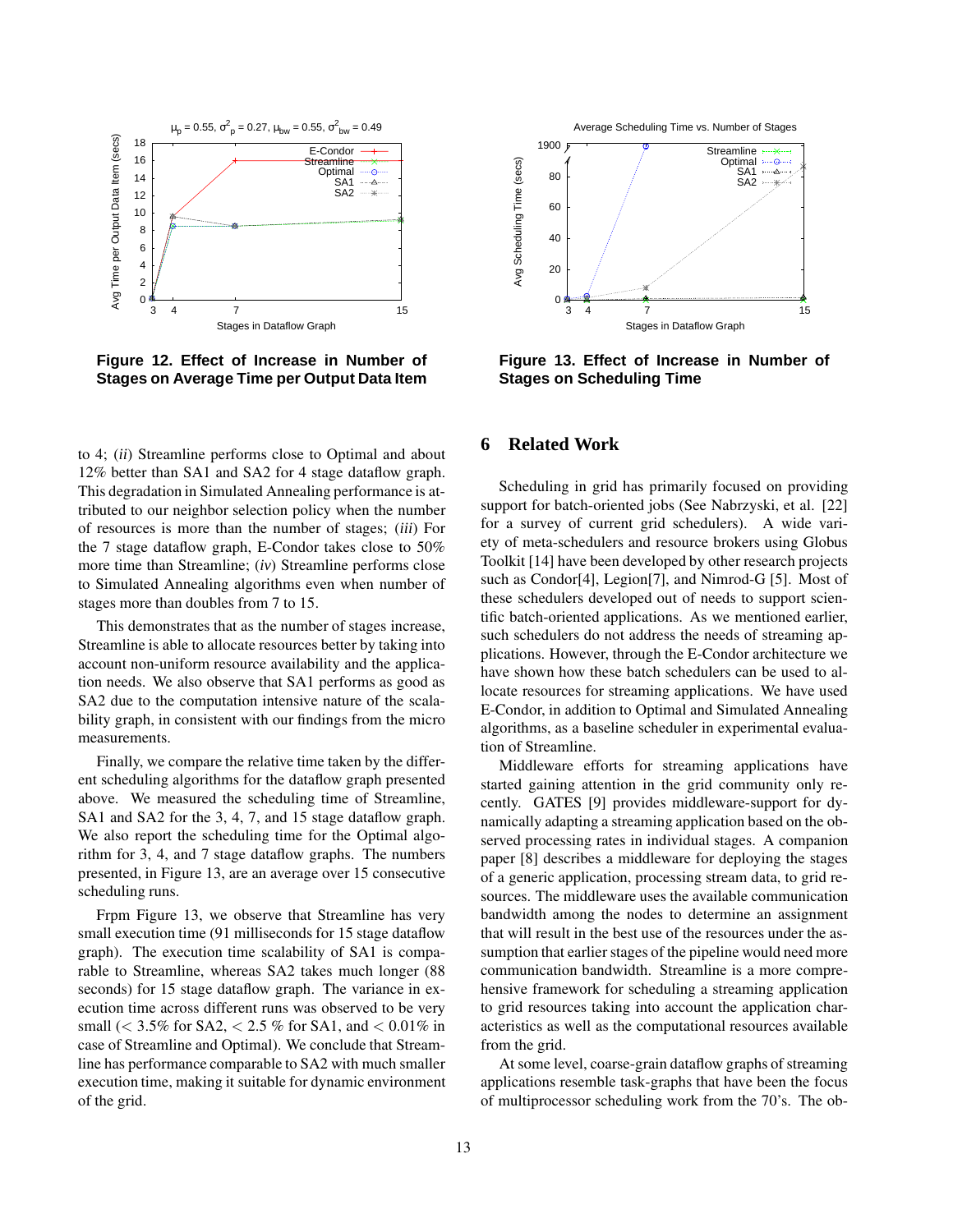**Figure 12. Effect of Increase in Number of Stages on Average Time per Output Data Item**

**Figure 13. Effect of Increase in Number of Stages on Scheduling Time**

to 4; (*ii*) Streamline performs close to Optimal and about 12% better than SA1 and SA2 for 4 stage dataflow graph. This degradation in Simulated Annealing performance is attributed to our neighbor selection policy when the number of resources is more than the number of stages; (*iii*) For the 7 stage dataflow graph, E-Condor takes close to 50% more time than Streamline; (*iv*) Streamline performs close to Simulated Annealing algorithms even when number of stages more than doubles from 7 to 15.

This demonstrates that as the number of stages increase, Streamline is able to allocate resources better by taking into account non-uniform resource availability and the application needs. We also observe that SA1 performs as good as SA2 due to the computation intensive nature of the scalability graph, in consistent with our findings from the micro measurements.

Finally, we compare the relative time taken by the different scheduling algorithms for the dataflow graph presented above. We measured the scheduling time of Streamline, SA1 and SA2 for the 3, 4, 7, and 15 stage dataflow graph. We also report the scheduling time for the Optimal algorithm for 3, 4, and 7 stage dataflow graphs. The numbers presented, in Figure 13, are an average over 15 consecutive scheduling runs.

Frpm Figure 13, we observe that Streamline has very small execution time (91 milliseconds for 15 stage dataflow graph). The execution time scalability of SA1 is comparable to Streamline, whereas SA2 takes much longer (88 seconds) for 15 stage dataflow graph. The variance in execution time across different runs was observed to be very small (< 3.5% for SA2, < 2.5 % for SA1, and < 0.01% in case of Streamline and Optimal). We conclude that Streamline has performance comparable to SA2 with much smaller execution time, making it suitable for dynamic environment of the grid.

## 6 Related Work

Scheduling in grid has primarily focused on providing support for batch-oriented jobs (See Nabrzyski, et al. [22] for a survey of current grid schedulers). A wide variety of meta-schedulers and resource brokers using Globus Toolkit [14] have been developed by other research projects such as Condor[4], Legion[7], and Nimrod-G [5]. Most of these schedulers developed out of needs to support scientific batch-oriented applications. As we mentioned earlier, such schedulers do not address the needs of streaming applications. However, through the E-Condor architecture we have shown how these batch schedulers can be used to allocate resources for streaming applications. We have used E-Condor, in addition to Optimal and Simulated Annealing algorithms, as a baseline scheduler in experimental evaluation of Streamline.

Middleware efforts for streaming applications have started gaining attention in the grid community only recently. GATES [9] provides middleware-support for dynamically adapting a streaming application based on the observed processing rates in individual stages. A companion paper [8] describes a middleware for deploying the stages of a generic application, processing stream data, to grid resources. The middleware uses the available communication bandwidth among the nodes to determine an assignment that will result in the best use of the resources under the assumption that earlier stages of the pipeline would need more communication bandwidth. Streamline is a more comprehensive framework for scheduling a streaming application to grid resources taking into account the application characteristics as well as the computational resources available from the grid.

At some level, coarse-grain dataflow graphs of streaming applications resemble task-graphs that have been the focus of multiprocessor scheduling work from the 70's. The ob-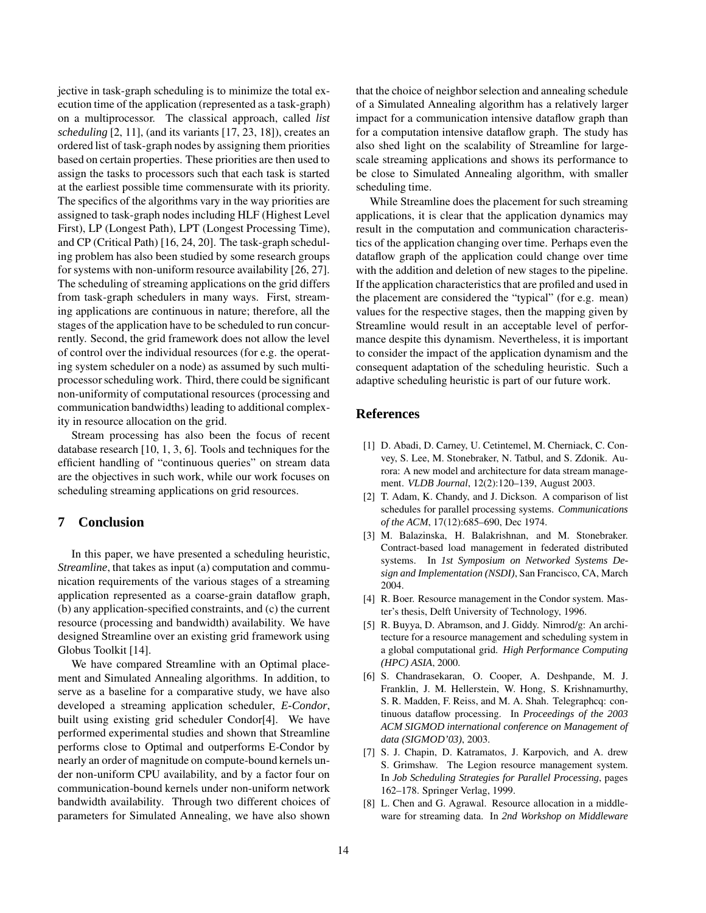jective in task-graph scheduling is to minimize the total execution time of the application (represented as a task-graph) on a multiprocessor. The classical approach, called *list scheduling* [2, 11], (and its variants [17, 23, 18]), creates an ordered list of task-graph nodes by assigning them priorities based on certain properties. These priorities are then used to assign the tasks to processors such that each task is started at the earliest possible time commensurate with its priority. The specifics of the algorithms vary in the way priorities are assigned to task-graph nodes including HLF (Highest Level First), LP (Longest Path), LPT (Longest Processing Time), and CP (Critical Path) [16, 24, 20]. The task-graph scheduling problem has also been studied by some research groups for systems with non-uniform resource availability [26, 27]. The scheduling of streaming applications on the grid differs from task-graph schedulers in many ways. First, streaming applications are continuous in nature; therefore, all the stages of the application have to be scheduled to run concurrently. Second, the grid framework does not allow the level of control over the individual resources (for e.g. the operating system scheduler on a node) as assumed by such multiprocessor scheduling work. Third, there could be significant non-uniformity of computational resources (processing and communication bandwidths) leading to additional complexity in resource allocation on the grid.

Stream processing has also been the focus of recent database research [10, 1, 3, 6]. Tools and techniques for the efficient handling of "continuous queries" on stream data are the objectives in such work, while our work focuses on scheduling streaming applications on grid resources.

## 7 Conclusion

In this paper, we have presented a scheduling heuristic, *Streamline*, that takes as input (a) computation and communication requirements of the various stages of a streaming application represented as a coarse-grain dataflow graph, (b) any application-specified constraints, and (c) the current resource (processing and bandwidth) availability. We have designed Streamline over an existing grid framework using Globus Toolkit [14].

We have compared Streamline with an Optimal placement and Simulated Annealing algorithms. In addition, to serve as a baseline for a comparative study, we have also developed a streaming application scheduler, *E-Condor*, built using existing grid scheduler Condor[4]. We have performed experimental studies and shown that Streamline performs close to Optimal and outperforms E-Condor by nearly an order of magnitude on compute-bound kernels under non-uniform CPU availability, and by a factor four on communication-bound kernels under non-uniform network bandwidth availability. Through two different choices of parameters for Simulated Annealing, we have also shown that the choice of neighbor selection and annealing schedule of a Simulated Annealing algorithm has a relatively larger impact for a communication intensive dataflow graph than for a computation intensive dataflow graph. The study has also shed light on the scalability of Streamline for large-scale streaming applications and shows its performance to be close to Simulated Annealing algorithm, with smaller scheduling time.

While Streamline does the placement for such streaming applications, it is clear that the application dynamics may result in the computation and communication characteristics of the application changing over time. Perhaps even the dataflow graph of the application could change over time with the addition and deletion of new stages to the pipeline. If the application characteristics that are profiled and used in the placement are considered the "typical" (for e.g. mean) values for the respective stages, then the mapping given by Streamline would result in an acceptable level of performance despite this dynamism. Nevertheless, it is important to consider the impact of the application dynamism and the consequent adaptation of the scheduling heuristic. Such a adaptive scheduling heuristic is part of our future work.

## References

[1] D. Abadi, D. Carney, U. Cetintemel, M. Cherniack, C. Convey, S. Lee, M. Stonebraker, N. Tatbul, and S. Zdonik. Aurora: A new model and architecture for data stream management. *VLDB Journal*, 12(2):120–139, August 2003.

[2] T. Adam, K. Chandy, and J. Dickson. A comparison of list schedules for parallel processing systems. *Communications of the ACM*, 17(12):685–690, Dec 1974.

[3] M. Balazinska, H. Balakrishnan, and M. Stonebraker. Contract-based load management in federated distributed systems. In *1st Symposium on Networked Systems Design and Implementation (NSDI)*, San Francisco, CA, March 2004.

[4] R. Boer. Resource management in the Condor system. Master's thesis, Delft University of Technology, 1996.

[5] R. Buyya, D. Abramson, and J. Giddy. Nimrod/g: An architecture for a resource management and scheduling system in a global computational grid. *High Performance Computing (HPC) ASIA*, 2000.

[6] S. Chandrasekaran, O. Cooper, A. Deshpande, M. J. Franklin, J. M. Hellerstein, W. Hong, S. Krishnamurthy, S. R. Madden, F. Reiss, and M. A. Shah. Telegraphcq: continuous dataflow processing. In *Proceedings of the 2003 ACM SIGMOD international conference on Management of data (SIGMOD'03)*, 2003.

[7] S. J. Chapin, D. Katramatos, J. Karpovich, and A. drew S. Grimshaw. The Legion resource management system. In *Job Scheduling Strategies for Parallel Processing*, pages 162–178. Springer Verlag, 1999.

[8] L. Chen and G. Agrawal. Resource allocation in a middleware for streaming data. In *2nd Workshop on Middleware*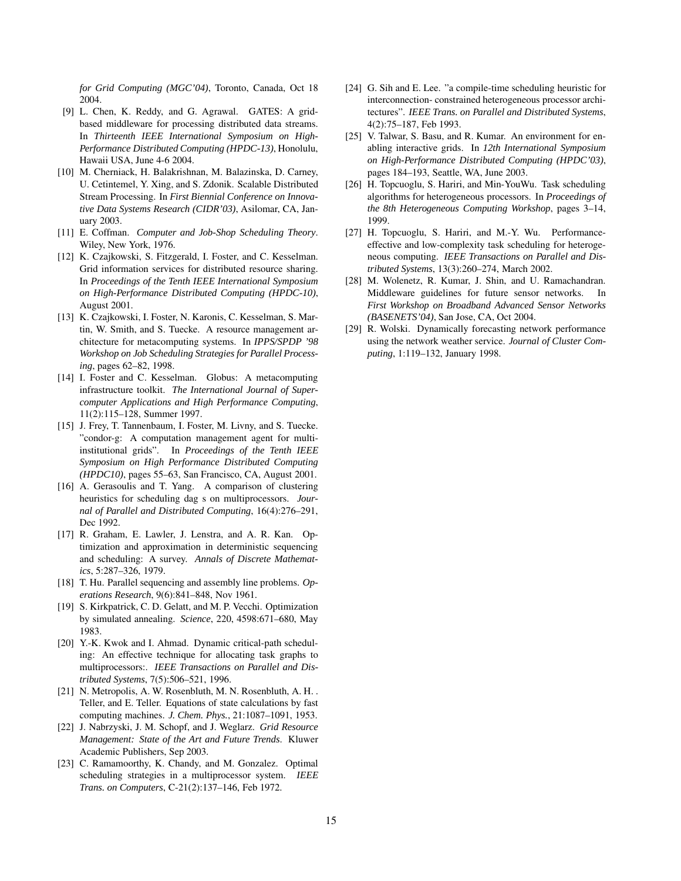*for Grid Computing (MGC'04)*, Toronto, Canada, Oct 18 2004.

[9] L. Chen, K. Reddy, and G. Agrawal. GATES: A grid-based middleware for processing distributed data streams. In *Thirteenth IEEE International Symposium on High-Performance Distributed Computing (HPDC-13)*, Honolulu, Hawaii USA, June 4-6 2004.

[10] M. Cherniack, H. Balakrishnan, M. Balazinska, D. Carney, U. Cetintemel, Y. Xing, and S. Zdonik. Scalable Distributed Stream Processing. In *First Biennial Conference on Innovative Data Systems Research (CIDR'03)*, Asilomar, CA, January 2003.

[11] E. Coffman. *Computer and Job-Shop Scheduling Theory*. Wiley, New York, 1976.

[12] K. Czajkowski, S. Fitzgerald, I. Foster, and C. Kesselman. Grid information services for distributed resource sharing. In *Proceedings of the Tenth IEEE International Symposium on High-Performance Distributed Computing (HPDC-10)*, August 2001.

[13] K. Czajkowski, I. Foster, N. Karonis, C. Kesselman, S. Martin, W. Smith, and S. Tuecke. A resource management architecture for metacomputing systems. In *IPPS/SPDP '98 Workshop on Job Scheduling Strategies for Parallel Processing*, pages 62–82, 1998.

[14] I. Foster and C. Kesselman. Globus: A metacomputing infrastructure toolkit. *The International Journal of Supercomputer Applications and High Performance Computing*, 11(2):115–128, Summer 1997.

[15] J. Frey, T. Tannenbaum, I. Foster, M. Livny, and S. Tuecke. "condor-g: A computation management agent for multi-institutional grids". In *Proceedings of the Tenth IEEE Symposium on High Performance Distributed Computing (HPDC10)*, pages 55–63, San Francisco, CA, August 2001.

[16] A. Gerasoulis and T. Yang. A comparison of clustering heuristics for scheduling dag s on multiprocessors. *Journal of Parallel and Distributed Computing*, 16(4):276–291, Dec 1992.

[17] R. Graham, E. Lawler, J. Lenstra, and A. R. Kan. Optimization and approximation in deterministic sequencing and scheduling: A survey. *Annals of Discrete Mathematics*, 5:287–326, 1979.

[18] T. Hu. Parallel sequencing and assembly line problems. *Operations Research*, 9(6):841–848, Nov 1961.

[19] S. Kirkpatrick, C. D. Gelatt, and M. P. Vecchi. Optimization by simulated annealing. *Science*, 220, 4598:671–680, May 1983.

[20] Y.-K. Kwok and I. Ahmad. Dynamic critical-path scheduling: An effective technique for allocating task graphs to multiprocessors:. *IEEE Transactions on Parallel and Distributed Systems*, 7(5):506–521, 1996.

[21] N. Metropolis, A. W. Rosenbluth, M. N. Rosenbluth, A. H. . Teller, and E. Teller. Equations of state calculations by fast computing machines. *J. Chem. Phys.*, 21:1087–1091, 1953.

[22] J. Nabrzyski, J. M. Schopf, and J. Weglarz. *Grid Resource Management: State of the Art and Future Trends*. Kluwer Academic Publishers, Sep 2003.

[23] C. Ramamoorthy, K. Chandy, and M. Gonzalez. Optimal scheduling strategies in a multiprocessor system. *IEEE Trans. on Computers*, C-21(2):137–146, Feb 1972.

[24] G. Sih and E. Lee. "a compile-time scheduling heuristic for interconnection- constrained heterogeneous processor architectures". *IEEE Trans. on Parallel and Distributed Systems*, 4(2):75–187, Feb 1993.

[25] V. Talwar, S. Basu, and R. Kumar. An environment for enabling interactive grids. In *12th International Symposium on High-Performance Distributed Computing (HPDC'03)*, pages 184–193, Seattle, WA, June 2003.

[26] H. Topcuoglu, S. Hariri, and Min-YouWu. Task scheduling algorithms for heterogeneous processors. In *Proceedings of the 8th Heterogeneous Computing Workshop*, pages 3–14, 1999.

[27] H. Topcuoglu, S. Hariri, and M.-Y. Wu. Performance-effective and low-complexity task scheduling for heterogeneous computing. *IEEE Transactions on Parallel and Distributed Systems*, 13(3):260–274, March 2002.

[28] M. Wolenetz, R. Kumar, J. Shin, and U. Ramachandran. Middleware guidelines for future sensor networks. In *First Workshop on Broadband Advanced Sensor Networks (BASENETS'04)*, San Jose, CA, Oct 2004.

[29] R. Wolski. Dynamically forecasting network performance using the network weather service. *Journal of Cluster Computing*, 1:119–132, January 1998.